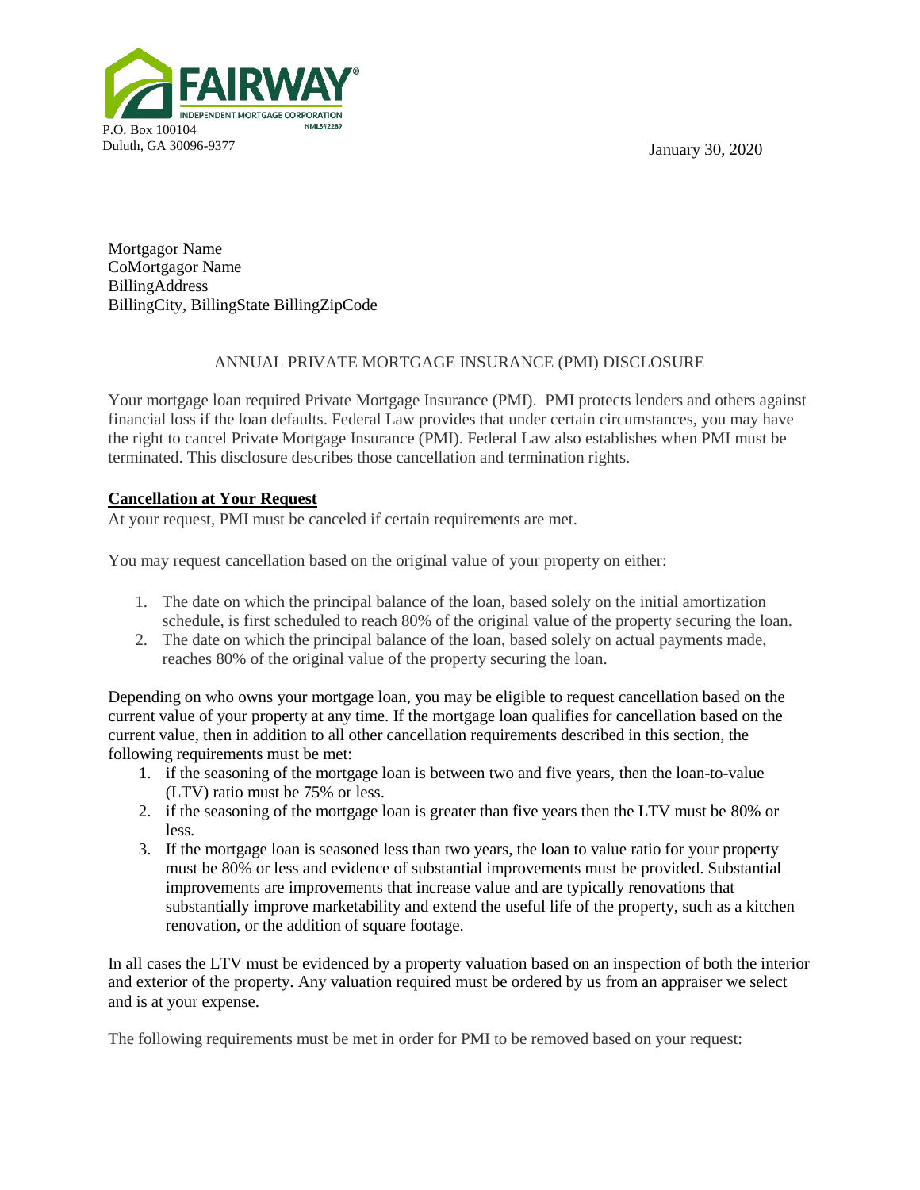FAIRWAY INDEPENDENT MORTGAGE CORPORATION NMLS#2289

P.O. Box 100104
Duluth, GA 30096-9377

January 30, 2020

Mortgagor Name
CoMortgagor Name
BillingAddress
BillingCity, BillingState BillingZipCode

ANNUAL PRIVATE MORTGAGE INSURANCE (PMI) DISCLOSURE

Your mortgage loan required Private Mortgage Insurance (PMI). PMI protects lenders and others against financial loss if the loan defaults. Federal Law provides that under certain circumstances, you may have the right to cancel Private Mortgage Insurance (PMI). Federal Law also establishes when PMI must be terminated. This disclosure describes those cancellation and termination rights.

**Cancellation at Your Request**

At your request, PMI must be canceled if certain requirements are met.

You may request cancellation based on the original value of your property on either:

1. The date on which the principal balance of the loan, based solely on the initial amortization schedule, is first scheduled to reach 80% of the original value of the property securing the loan.
2. The date on which the principal balance of the loan, based solely on actual payments made, reaches 80% of the original value of the property securing the loan.

Depending on who owns your mortgage loan, you may be eligible to request cancellation based on the current value of your property at any time. If the mortgage loan qualifies for cancellation based on the current value, then in addition to all other cancellation requirements described in this section, the following requirements must be met:

1. if the seasoning of the mortgage loan is between two and five years, then the loan-to-value (LTV) ratio must be 75% or less.
2. if the seasoning of the mortgage loan is greater than five years then the LTV must be 80% or less.
3. If the mortgage loan is seasoned less than two years, the loan to value ratio for your property must be 80% or less and evidence of substantial improvements must be provided. Substantial improvements are improvements that increase value and are typically renovations that substantially improve marketability and extend the useful life of the property, such as a kitchen renovation, or the addition of square footage.

In all cases the LTV must be evidenced by a property valuation based on an inspection of both the interior and exterior of the property. Any valuation required must be ordered by us from an appraiser we select and is at your expense.

The following requirements must be met in order for PMI to be removed based on your request: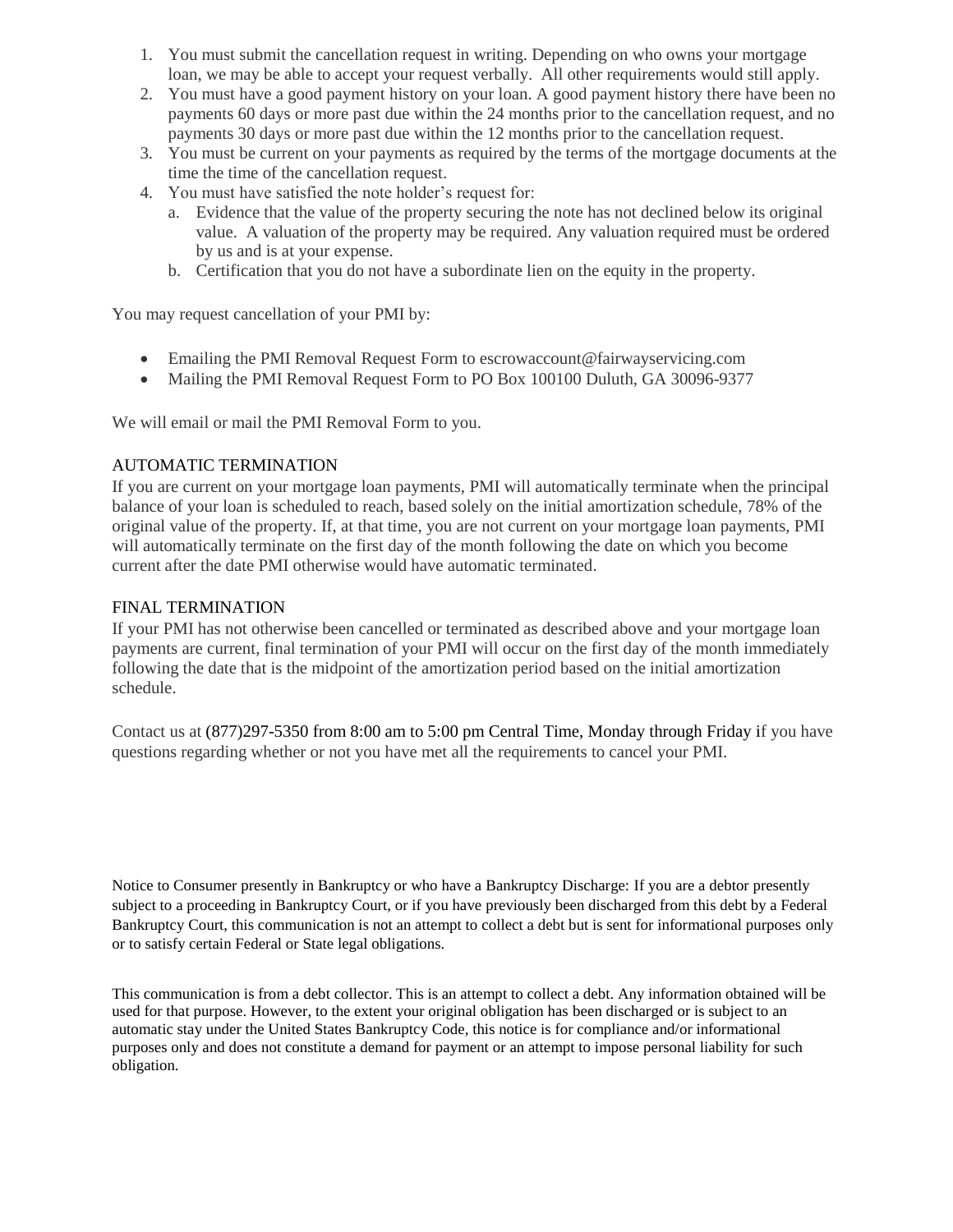1. You must submit the cancellation request in writing. Depending on who owns your mortgage loan, we may be able to accept your request verbally. All other requirements would still apply.
2. You must have a good payment history on your loan. A good payment history there have been no payments 60 days or more past due within the 24 months prior to the cancellation request, and no payments 30 days or more past due within the 12 months prior to the cancellation request.
3. You must be current on your payments as required by the terms of the mortgage documents at the time the time of the cancellation request.
4. You must have satisfied the note holder's request for:
   a. Evidence that the value of the property securing the note has not declined below its original value. A valuation of the property may be required. Any valuation required must be ordered by us and is at your expense.
   b. Certification that you do not have a subordinate lien on the equity in the property.

You may request cancellation of your PMI by:

- Emailing the PMI Removal Request Form to escrowaccount@fairwayservicing.com
- Mailing the PMI Removal Request Form to PO Box 100100 Duluth, GA 30096-9377

We will email or mail the PMI Removal Form to you.

## AUTOMATIC TERMINATION

If you are current on your mortgage loan payments, PMI will automatically terminate when the principal balance of your loan is scheduled to reach, based solely on the initial amortization schedule, 78% of the original value of the property. If, at that time, you are not current on your mortgage loan payments, PMI will automatically terminate on the first day of the month following the date on which you become current after the date PMI otherwise would have automatic terminated.

## FINAL TERMINATION

If your PMI has not otherwise been cancelled or terminated as described above and your mortgage loan payments are current, final termination of your PMI will occur on the first day of the month immediately following the date that is the midpoint of the amortization period based on the initial amortization schedule.

Contact us at (877)297-5350 from 8:00 am to 5:00 pm Central Time, Monday through Friday if you have questions regarding whether or not you have met all the requirements to cancel your PMI.

Notice to Consumer presently in Bankruptcy or who have a Bankruptcy Discharge: If you are a debtor presently subject to a proceeding in Bankruptcy Court, or if you have previously been discharged from this debt by a Federal Bankruptcy Court, this communication is not an attempt to collect a debt but is sent for informational purposes only or to satisfy certain Federal or State legal obligations.

This communication is from a debt collector. This is an attempt to collect a debt. Any information obtained will be used for that purpose. However, to the extent your original obligation has been discharged or is subject to an automatic stay under the United States Bankruptcy Code, this notice is for compliance and/or informational purposes only and does not constitute a demand for payment or an attempt to impose personal liability for such obligation.